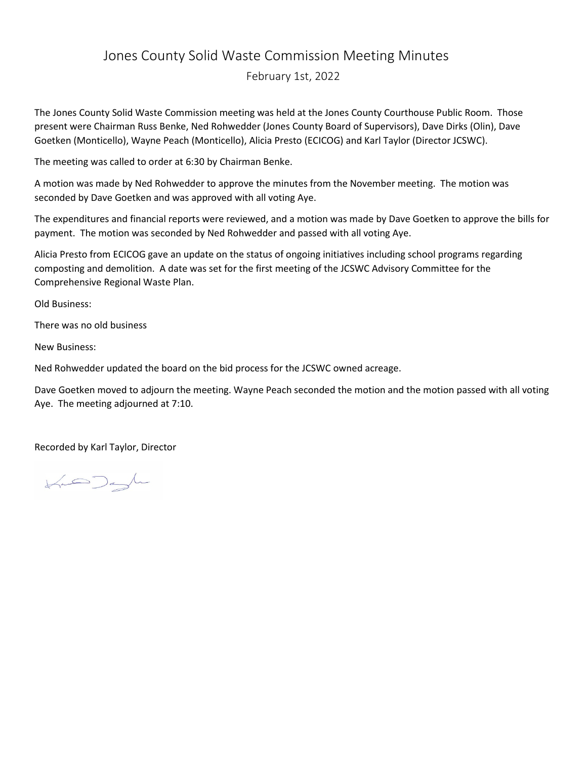# Jones County Solid Waste Commission Meeting Minutes

February 1st, 2022

The Jones County Solid Waste Commission meeting was held at the Jones County Courthouse Public Room. Those present were Chairman Russ Benke, Ned Rohwedder (Jones County Board of Supervisors), Dave Dirks (Olin), Dave Goetken (Monticello), Wayne Peach (Monticello), Alicia Presto (ECICOG) and Karl Taylor (Director JCSWC).

The meeting was called to order at 6:30 by Chairman Benke.

A motion was made by Ned Rohwedder to approve the minutes from the November meeting. The motion was seconded by Dave Goetken and was approved with all voting Aye.

The expenditures and financial reports were reviewed, and a motion was made by Dave Goetken to approve the bills for payment. The motion was seconded by Ned Rohwedder and passed with all voting Aye.

Alicia Presto from ECICOG gave an update on the status of ongoing initiatives including school programs regarding composting and demolition. A date was set for the first meeting of the JCSWC Advisory Committee for the Comprehensive Regional Waste Plan.

Old Business:

There was no old business

New Business:

Ned Rohwedder updated the board on the bid process for the JCSWC owned acreage.

Dave Goetken moved to adjourn the meeting. Wayne Peach seconded the motion and the motion passed with all voting Aye. The meeting adjourned at 7:10.

Recorded by Karl Taylor, Director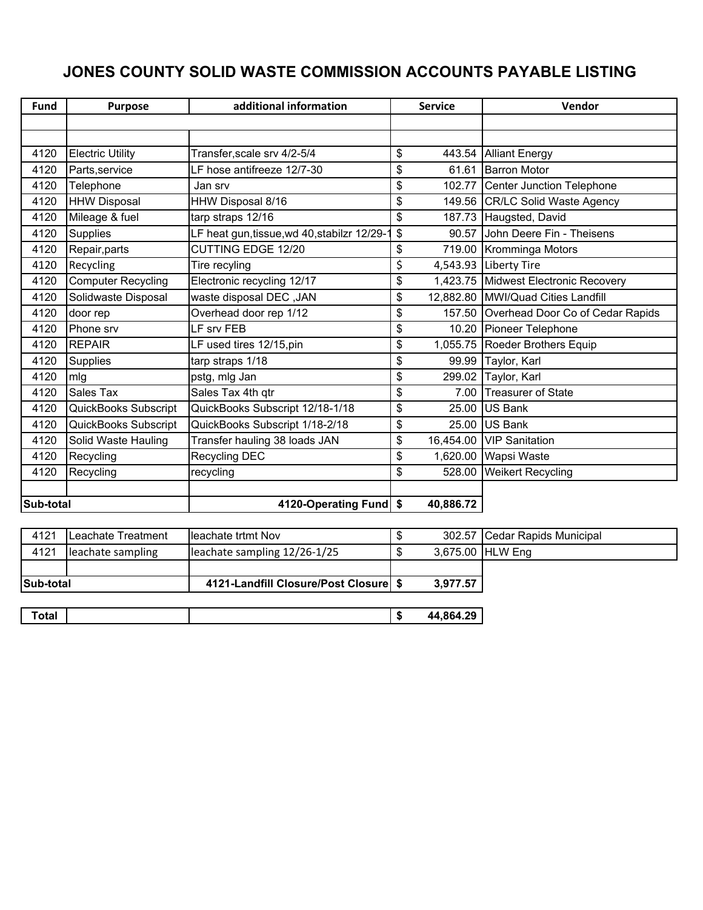# JONES COUNTY SOLID WASTE COMMISSION ACCOUNTS PAYABLE LISTING

| Fund | Purpose | additional information | Service | Vendor |
|---|---|---|---|---|
| | | | | |
| | | | | |
| 4120 | Electric Utility | Transfer,scale srv 4/2-5/4 | $ 443.54 | Alliant Energy |
| 4120 | Parts,service | LF hose antifreeze 12/7-30 | $ 61.61 | Barron Motor |
| 4120 | Telephone | Jan srv | $ 102.77 | Center Junction Telephone |
| 4120 | HHW Disposal | HHW Disposal 8/16 | $ 149.56 | CR/LC Solid Waste Agency |
| 4120 | Mileage & fuel | tarp straps 12/16 | $ 187.73 | Haugsted, David |
| 4120 | Supplies | LF heat gun,tissue,wd 40,stabilzr 12/29-1 | $ 90.57 | John Deere Fin - Theisens |
| 4120 | Repair,parts | CUTTING EDGE 12/20 | $ 719.00 | Kromminga Motors |
| 4120 | Recycling | Tire recyling | $ 4,543.93 | Liberty Tire |
| 4120 | Computer Recycling | Electronic recycling 12/17 | $ 1,423.75 | Midwest Electronic Recovery |
| 4120 | Solidwaste Disposal | waste disposal DEC ,JAN | $ 12,882.80 | MWI/Quad Cities Landfill |
| 4120 | door rep | Overhead door rep 1/12 | $ 157.50 | Overhead Door Co of Cedar Rapids |
| 4120 | Phone srv | LF srv FEB | $ 10.20 | Pioneer Telephone |
| 4120 | REPAIR | LF used tires 12/15,pin | $ 1,055.75 | Roeder Brothers Equip |
| 4120 | Supplies | tarp straps 1/18 | $ 99.99 | Taylor, Karl |
| 4120 | mlg | pstg, mlg Jan | $ 299.02 | Taylor, Karl |
| 4120 | Sales Tax | Sales Tax 4th qtr | $ 7.00 | Treasurer of State |
| 4120 | QuickBooks Subscript | QuickBooks Subscript 12/18-1/18 | $ 25.00 | US Bank |
| 4120 | QuickBooks Subscript | QuickBooks Subscript 1/18-2/18 | $ 25.00 | US Bank |
| 4120 | Solid Waste Hauling | Transfer hauling 38 loads JAN | $ 16,454.00 | VIP Sanitation |
| 4120 | Recycling | Recycling DEC | $ 1,620.00 | Wapsi Waste |
| 4120 | Recycling | recycling | $ 528.00 | Weikert Recycling |
| | | | | |
| **Sub-total** | | **4120-Operating Fund** | **$ 40,886.72** | |
| | | | | |
| 4121 | Leachate Treatment | leachate trtmt Nov | $ 302.57 | Cedar Rapids Municipal |
| 4121 | leachate sampling | leachate sampling 12/26-1/25 | $ 3,675.00 | HLW Eng |
| | | | | |
| **Sub-total** | | **4121-Landfill Closure/Post Closure** | **$ 3,977.57** | |
| | | | | |
| **Total** | | | **$ 44,864.29** | |